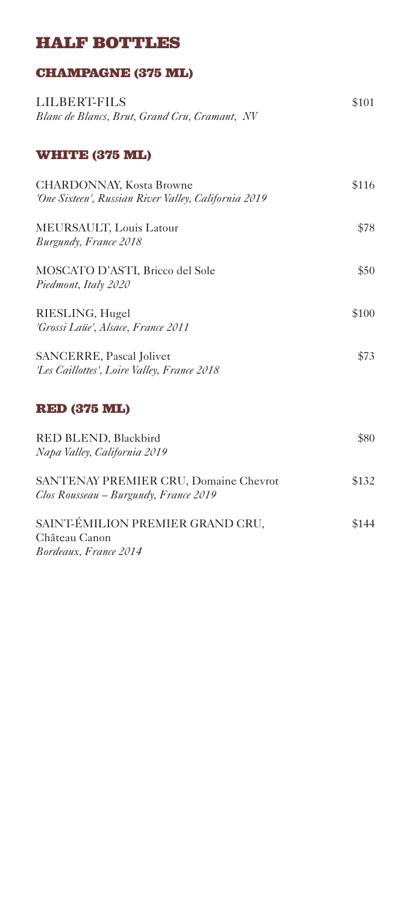# HALF BOTTLES

## CHAMPAGNE (375 ML)

LILBERT-FILS — $101
*Blanc de Blancs, Brut, Grand Cru, Cramant, NV*

## WHITE (375 ML)

CHARDONNAY, Kosta Browne — $116
*'One Sixteen', Russian River Valley, California 2019*

MEURSAULT, Louis Latour — $78
*Burgundy, France 2018*

MOSCATO D'ASTI, Bricco del Sole — $50
*Piedmont, Italy 2020*

RIESLING, Hugel — $100
*'Grossi Laüe', Alsace, France 2011*

SANCERRE, Pascal Jolivet — $73
*'Les Caillottes', Loire Valley, France 2018*

## RED (375 ML)

RED BLEND, Blackbird — $80
*Napa Valley, California 2019*

SANTENAY PREMIER CRU, Domaine Chevrot — $132
*Clos Rousseau – Burgundy, France 2019*

SAINT-ÉMILION PREMIER GRAND CRU, Château Canon — $144
*Bordeaux, France 2014*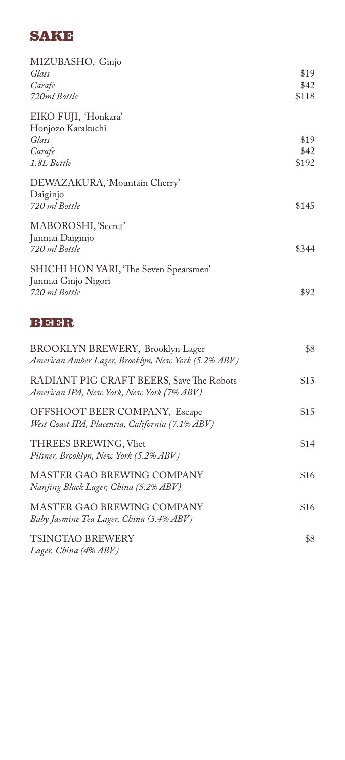## SAKE

MIZUBASHO, Ginjo
*Glass* $19
*Carafe* $42
*720ml Bottle* $118

EIKO FUJI, 'Honkara'
Honjozo Karakuchi
*Glass* $19
*Carafe* $42
*1.8L Bottle* $192

DEWAZAKURA, 'Mountain Cherry'
Daiginjo
*720 ml Bottle* $145

MABOROSHI, 'Secret'
Junmai Daiginjo
*720 ml Bottle* $344

SHICHI HON YARI, 'The Seven Spearsmen'
Junmai Ginjo Nigori
*720 ml Bottle* $92

## BEER

BROOKLYN BREWERY, Brooklyn Lager $8
*American Amber Lager, Brooklyn, New York (5.2% ABV)*

RADIANT PIG CRAFT BEERS, Save The Robots $13
*American IPA, New York, New York (7% ABV)*

OFFSHOOT BEER COMPANY, Escape $15
*West Coast IPA, Placentia, California (7.1% ABV)*

THREES BREWING, Vliet $14
*Pilsner, Brooklyn, New York (5.2% ABV)*

MASTER GAO BREWING COMPANY $16
*Nanjing Black Lager, China (5.2% ABV)*

MASTER GAO BREWING COMPANY $16
*Baby Jasmine Tea Lager, China (5.4% ABV)*

TSINGTAO BREWERY $8
*Lager, China (4% ABV)*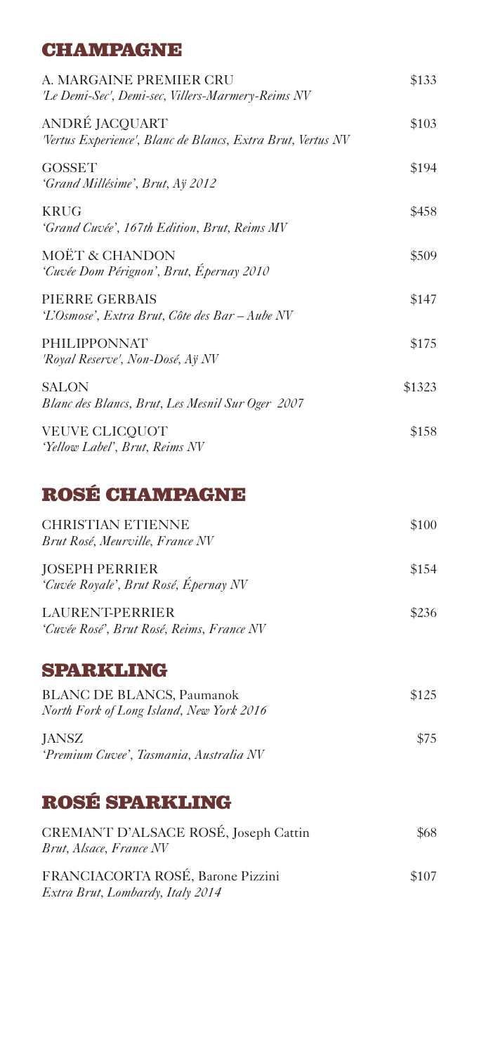## CHAMPAGNE

A. MARGAINE PREMIER CRU
*'Le Demi-Sec', Demi-sec, Villers-Marmery-Reims NV* — $133

ANDRÉ JACQUART
*'Vertus Experience', Blanc de Blancs, Extra Brut, Vertus NV* — $103

GOSSET
*'Grand Millésime', Brut, Aÿ 2012* — $194

KRUG
*'Grand Cuvée', 167th Edition, Brut, Reims MV* — $458

MOËT & CHANDON
*'Cuvée Dom Pérignon', Brut, Épernay 2010* — $509

PIERRE GERBAIS
*'L'Osmose', Extra Brut, Côte des Bar – Aube NV* — $147

PHILIPPONNAT
*'Royal Reserve', Non-Dosé, Aÿ NV* — $175

SALON
*Blanc des Blancs, Brut, Les Mesnil Sur Oger 2007* — $1323

VEUVE CLICQUOT
*'Yellow Label', Brut, Reims NV* — $158

## ROSÉ CHAMPAGNE

CHRISTIAN ETIENNE
*Brut Rosé, Meurville, France NV* — $100

JOSEPH PERRIER
*'Cuvée Royale', Brut Rosé, Épernay NV* — $154

LAURENT-PERRIER
*'Cuvée Rosé', Brut Rosé, Reims, France NV* — $236

## SPARKLING

BLANC DE BLANCS, Paumanok
*North Fork of Long Island, New York 2016* — $125

JANSZ
*'Premium Cuvee', Tasmania, Australia NV* — $75

## ROSÉ SPARKLING

CREMANT D'ALSACE ROSÉ, Joseph Cattin
*Brut, Alsace, France NV* — $68

FRANCIACORTA ROSÉ, Barone Pizzini
*Extra Brut, Lombardy, Italy 2014* — $107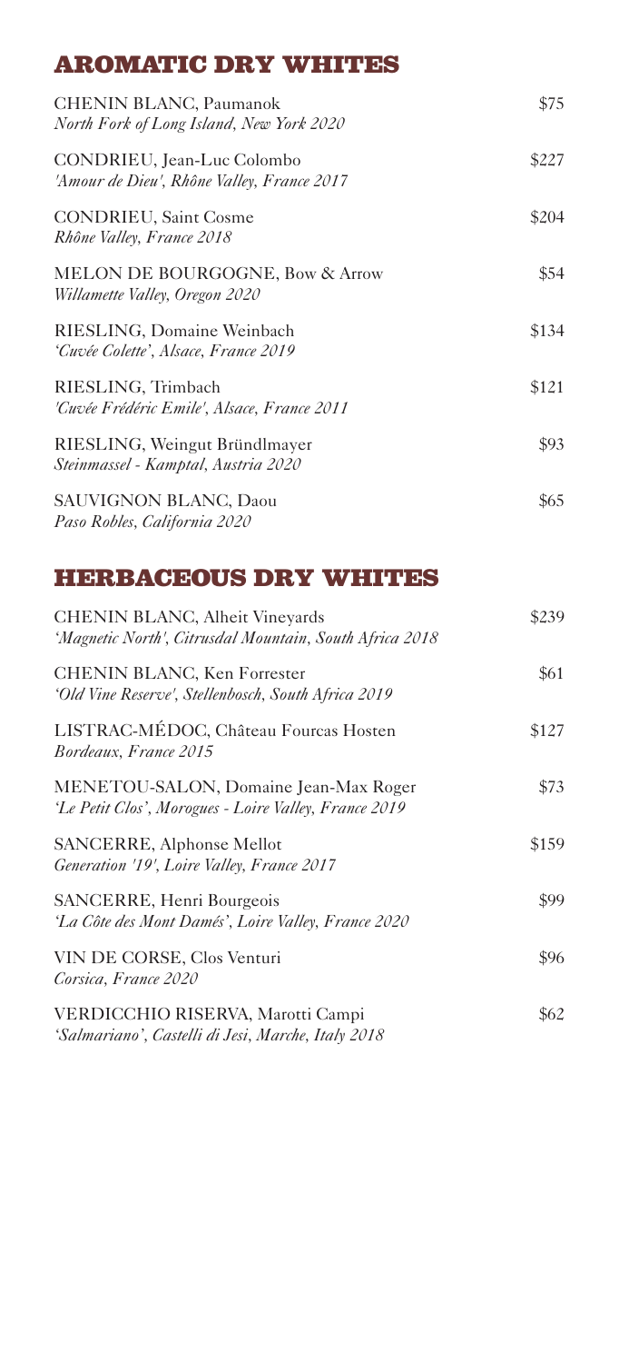## AROMATIC DRY WHITES

CHENIN BLANC, Paumanok — $75
*North Fork of Long Island, New York 2020*

CONDRIEU, Jean-Luc Colombo — $227
*'Amour de Dieu', Rhône Valley, France 2017*

CONDRIEU, Saint Cosme — $204
*Rhône Valley, France 2018*

MELON DE BOURGOGNE, Bow & Arrow — $54
*Willamette Valley, Oregon 2020*

RIESLING, Domaine Weinbach — $134
*'Cuvée Colette', Alsace, France 2019*

RIESLING, Trimbach — $121
*'Cuvée Frédéric Emile', Alsace, France 2011*

RIESLING, Weingut Bründlmayer — $93
*Steinmassel - Kamptal, Austria 2020*

SAUVIGNON BLANC, Daou — $65
*Paso Robles, California 2020*

## HERBACEOUS DRY WHITES

CHENIN BLANC, Alheit Vineyards — $239
*'Magnetic North', Citrusdal Mountain, South Africa 2018*

CHENIN BLANC, Ken Forrester — $61
*'Old Vine Reserve', Stellenbosch, South Africa 2019*

LISTRAC-MÉDOC, Château Fourcas Hosten — $127
*Bordeaux, France 2015*

MENETOU-SALON, Domaine Jean-Max Roger — $73
*'Le Petit Clos', Morogues - Loire Valley, France 2019*

SANCERRE, Alphonse Mellot — $159
*Generation '19', Loire Valley, France 2017*

SANCERRE, Henri Bourgeois — $99
*'La Côte des Mont Damés', Loire Valley, France 2020*

VIN DE CORSE, Clos Venturi — $96
*Corsica, France 2020*

VERDICCHIO RISERVA, Marotti Campi — $62
*'Salmariano', Castelli di Jesi, Marche, Italy 2018*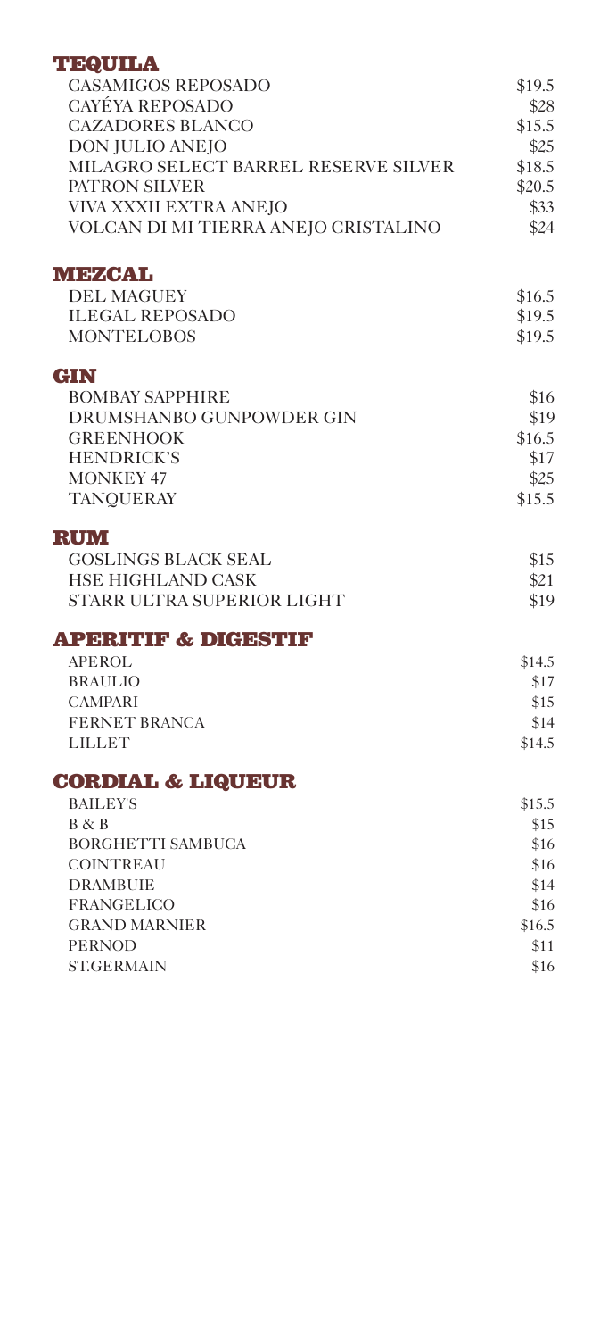## TEQUILA

| | |
|---|---|
| CASAMIGOS REPOSADO | $19.5 |
| CAYÉYA REPOSADO | $28 |
| CAZADORES BLANCO | $15.5 |
| DON JULIO ANEJO | $25 |
| MILAGRO SELECT BARREL RESERVE SILVER | $18.5 |
| PATRON SILVER | $20.5 |
| VIVA XXXII EXTRA ANEJO | $33 |
| VOLCAN DI MI TIERRA ANEJO CRISTALINO | $24 |

## MEZCAL

| | |
|---|---|
| DEL MAGUEY | $16.5 |
| ILEGAL REPOSADO | $19.5 |
| MONTELOBOS | $19.5 |

## GIN

| | |
|---|---|
| BOMBAY SAPPHIRE | $16 |
| DRUMSHANBO GUNPOWDER GIN | $19 |
| GREENHOOK | $16.5 |
| HENDRICK'S | $17 |
| MONKEY 47 | $25 |
| TANQUERAY | $15.5 |

## RUM

| | |
|---|---|
| GOSLINGS BLACK SEAL | $15 |
| HSE HIGHLAND CASK | $21 |
| STARR ULTRA SUPERIOR LIGHT | $19 |

## APERITIF & DIGESTIF

| | |
|---|---|
| APEROL | $14.5 |
| BRAULIO | $17 |
| CAMPARI | $15 |
| FERNET BRANCA | $14 |
| LILLET | $14.5 |

## CORDIAL & LIQUEUR

| | |
|---|---|
| BAILEY'S | $15.5 |
| B & B | $15 |
| BORGHETTI SAMBUCA | $16 |
| COINTREAU | $16 |
| DRAMBUIE | $14 |
| FRANGELICO | $16 |
| GRAND MARNIER | $16.5 |
| PERNOD | $11 |
| ST.GERMAIN | $16 |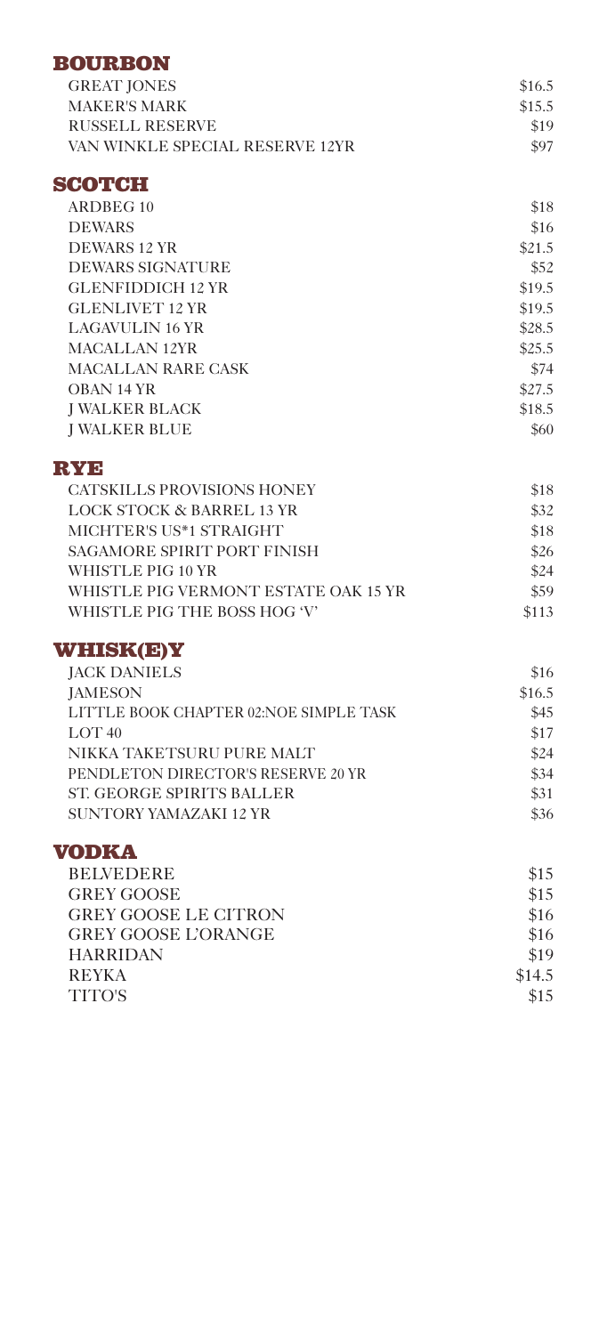## BOURBON

| | |
|---|---|
| GREAT JONES | $16.5 |
| MAKER'S MARK | $15.5 |
| RUSSELL RESERVE | $19 |
| VAN WINKLE SPECIAL RESERVE 12YR | $97 |

## SCOTCH

| | |
|---|---|
| ARDBEG 10 | $18 |
| DEWARS | $16 |
| DEWARS 12 YR | $21.5 |
| DEWARS SIGNATURE | $52 |
| GLENFIDDICH 12 YR | $19.5 |
| GLENLIVET 12 YR | $19.5 |
| LAGAVULIN 16 YR | $28.5 |
| MACALLAN 12YR | $25.5 |
| MACALLAN RARE CASK | $74 |
| OBAN 14 YR | $27.5 |
| J WALKER BLACK | $18.5 |
| J WALKER BLUE | $60 |

## RYE

| | |
|---|---|
| CATSKILLS PROVISIONS HONEY | $18 |
| LOCK STOCK & BARREL 13 YR | $32 |
| MICHTER'S US*1 STRAIGHT | $18 |
| SAGAMORE SPIRIT PORT FINISH | $26 |
| WHISTLE PIG 10 YR | $24 |
| WHISTLE PIG VERMONT ESTATE OAK 15 YR | $59 |
| WHISTLE PIG THE BOSS HOG 'V' | $113 |

## WHISK(E)Y

| | |
|---|---|
| JACK DANIELS | $16 |
| JAMESON | $16.5 |
| LITTLE BOOK CHAPTER 02:NOE SIMPLE TASK | $45 |
| LOT 40 | $17 |
| NIKKA TAKETSURU PURE MALT | $24 |
| PENDLETON DIRECTOR'S RESERVE 20 YR | $34 |
| ST. GEORGE SPIRITS BALLER | $31 |
| SUNTORY YAMAZAKI 12 YR | $36 |

## VODKA

| | |
|---|---|
| BELVEDERE | $15 |
| GREY GOOSE | $15 |
| GREY GOOSE LE CITRON | $16 |
| GREY GOOSE L'ORANGE | $16 |
| HARRIDAN | $19 |
| REYKA | $14.5 |
| TITO'S | $15 |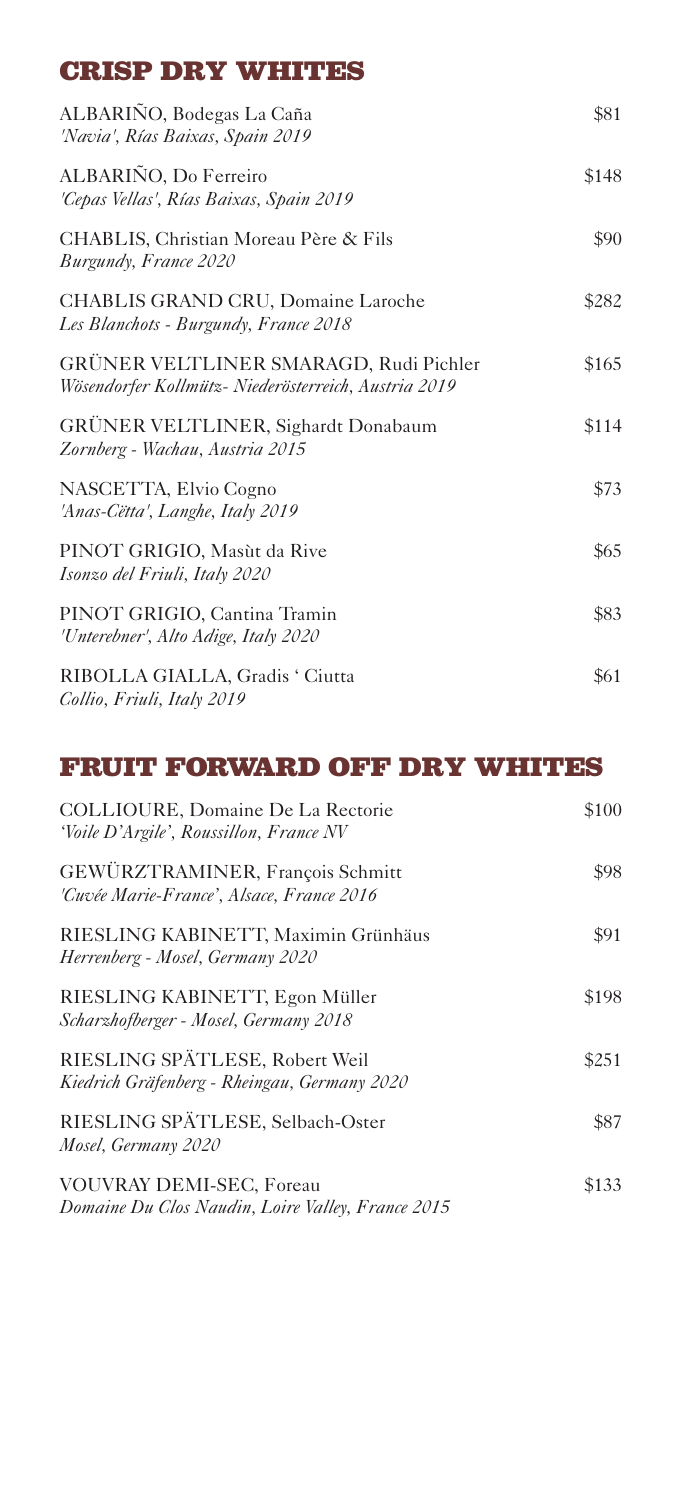## CRISP DRY WHITES

ALBARIÑO, Bodegas La Caña
*'Navia', Rías Baixas, Spain 2019*
$81

ALBARIÑO, Do Ferreiro
*'Cepas Vellas', Rías Baixas, Spain 2019*
$148

CHABLIS, Christian Moreau Père & Fils
*Burgundy, France 2020*
$90

CHABLIS GRAND CRU, Domaine Laroche
*Les Blanchots - Burgundy, France 2018*
$282

GRÜNER VELTLINER SMARAGD, Rudi Pichler
*Wösendorfer Kollmütz- Niederösterreich, Austria 2019*
$165

GRÜNER VELTLINER, Sighardt Donabaum
*Zornberg - Wachau, Austria 2015*
$114

NASCETTA, Elvio Cogno
*'Anas-Cëtta', Langhe, Italy 2019*
$73

PINOT GRIGIO, Masùt da Rive
*Isonzo del Friuli, Italy 2020*
$65

PINOT GRIGIO, Cantina Tramin
*'Unterebner', Alto Adige, Italy 2020*
$83

RIBOLLA GIALLA, Gradis ' Ciutta
*Collio, Friuli, Italy 2019*
$61

## FRUIT FORWARD OFF DRY WHITES

COLLIOURE, Domaine De La Rectorie
*'Voile D'Argile', Roussillon, France NV*
$100

GEWÜRZTRAMINER, François Schmitt
*'Cuvée Marie-France', Alsace, France 2016*
$98

RIESLING KABINETT, Maximin Grünhäus
*Herrenberg - Mosel, Germany 2020*
$91

RIESLING KABINETT, Egon Müller
*Scharzhofberger - Mosel, Germany 2018*
$198

RIESLING SPÄTLESE, Robert Weil
*Kiedrich Gräfenberg - Rheingau, Germany 2020*
$251

RIESLING SPÄTLESE, Selbach-Oster
*Mosel, Germany 2020*
$87

VOUVRAY DEMI-SEC, Foreau
*Domaine Du Clos Naudin, Loire Valley, France 2015*
$133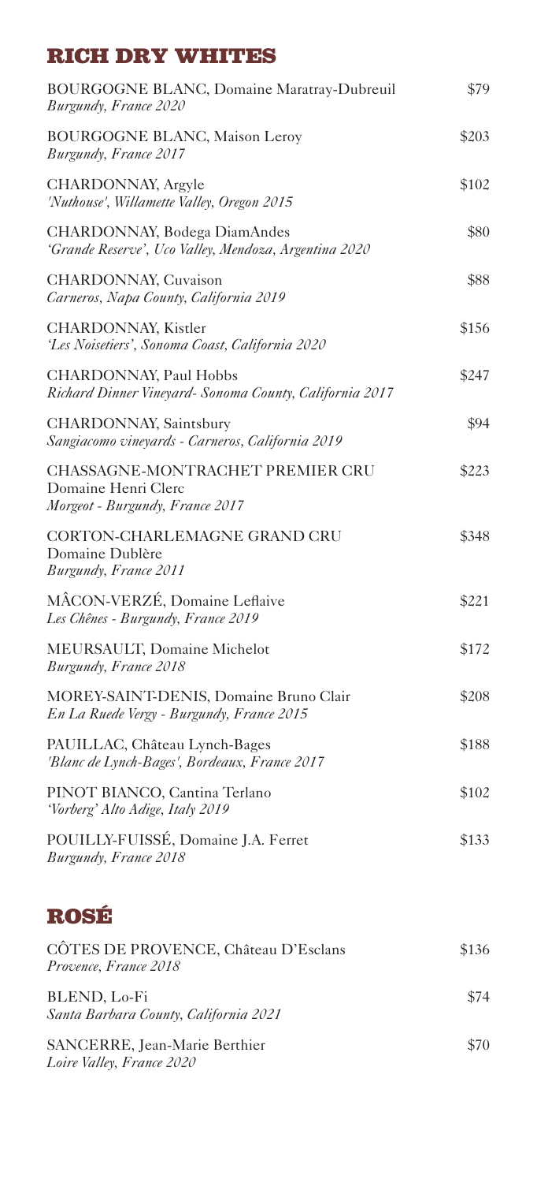## RICH DRY WHITES

| | |
|---|---|
| BOURGOGNE BLANC, Domaine Maratray-Dubreuil<br>*Burgundy, France 2020* | $79 |
| BOURGOGNE BLANC, Maison Leroy<br>*Burgundy, France 2017* | $203 |
| CHARDONNAY, Argyle<br>*'Nuthouse', Willamette Valley, Oregon 2015* | $102 |
| CHARDONNAY, Bodega DiamAndes<br>*'Grande Reserve', Uco Valley, Mendoza, Argentina 2020* | $80 |
| CHARDONNAY, Cuvaison<br>*Carneros, Napa County, California 2019* | $88 |
| CHARDONNAY, Kistler<br>*'Les Noisetiers', Sonoma Coast, California 2020* | $156 |
| CHARDONNAY, Paul Hobbs<br>*Richard Dinner Vineyard- Sonoma County, California 2017* | $247 |
| CHARDONNAY, Saintsbury<br>*Sangiacomo vineyards - Carneros, California 2019* | $94 |
| CHASSAGNE-MONTRACHET PREMIER CRU<br>Domaine Henri Clerc<br>*Morgeot - Burgundy, France 2017* | $223 |
| CORTON-CHARLEMAGNE GRAND CRU<br>Domaine Dublère<br>*Burgundy, France 2011* | $348 |
| MÂCON-VERZÉ, Domaine Leflaive<br>*Les Chênes - Burgundy, France 2019* | $221 |
| MEURSAULT, Domaine Michelot<br>*Burgundy, France 2018* | $172 |
| MOREY-SAINT-DENIS, Domaine Bruno Clair<br>*En La Ruede Vergy - Burgundy, France 2015* | $208 |
| PAUILLAC, Château Lynch-Bages<br>*'Blanc de Lynch-Bages', Bordeaux, France 2017* | $188 |
| PINOT BIANCO, Cantina Terlano<br>*'Vorberg' Alto Adige, Italy 2019* | $102 |
| POUILLY-FUISSÉ, Domaine J.A. Ferret<br>*Burgundy, France 2018* | $133 |

## ROSÉ

| | |
|---|---|
| CÔTES DE PROVENCE, Château D'Esclans<br>*Provence, France 2018* | $136 |
| BLEND, Lo-Fi<br>*Santa Barbara County, California 2021* | $74 |
| SANCERRE, Jean-Marie Berthier<br>*Loire Valley, France 2020* | $70 |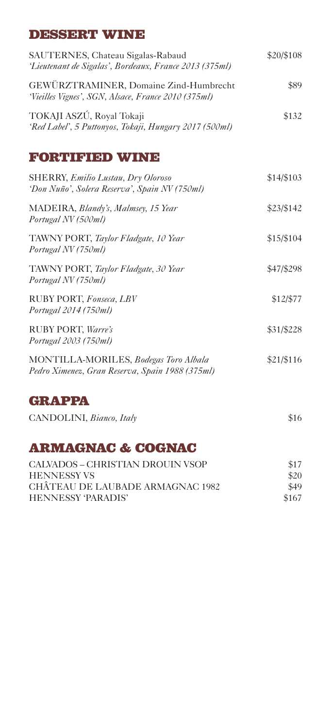## DESSERT WINE

SAUTERNES, Chateau Sigalas-Rabaud — $20/$108
*'Lieutenant de Sigalas', Bordeaux, France 2013 (375ml)*

GEWÜRZTRAMINER, Domaine Zind-Humbrecht — $89
*'Vieilles Vignes', SGN, Alsace, France 2010 (375ml)*

TOKAJI ASZÚ, Royal Tokaji — $132
*'Red Label', 5 Puttonyos, Tokaji, Hungary 2017 (500ml)*

## FORTIFIED WINE

SHERRY, *Emilio Lustau, Dry Oloroso* — $14/$103
*'Don Nuño', Solera Reserva', Spain NV (750ml)*

MADEIRA, *Blandy's, Malmsey, 15 Year* — $23/$142
*Portugal NV (500ml)*

TAWNY PORT, *Taylor Fladgate, 10 Year* — $15/$104
*Portugal NV (750ml)*

TAWNY PORT, *Taylor Fladgate, 30 Year* — $47/$298
*Portugal NV (750ml)*

RUBY PORT, *Fonseca, LBV* — $12/$77
*Portugal 2014 (750ml)*

RUBY PORT, *Warre's* — $31/$228
*Portugal 2003 (750ml)*

MONTILLA-MORILES, *Bodegas Toro Albala* — $21/$116
*Pedro Ximenez, Gran Reserva, Spain 1988 (375ml)*

## GRAPPA

CANDOLINI, *Bianco, Italy* — $16

## ARMAGNAC & COGNAC

CALVADOS – CHRISTIAN DROUIN VSOP — $17
HENNESSY VS — $20
CHÂTEAU DE LAUBADE ARMAGNAC 1982 — $49
HENNESSY 'PARADIS' — $167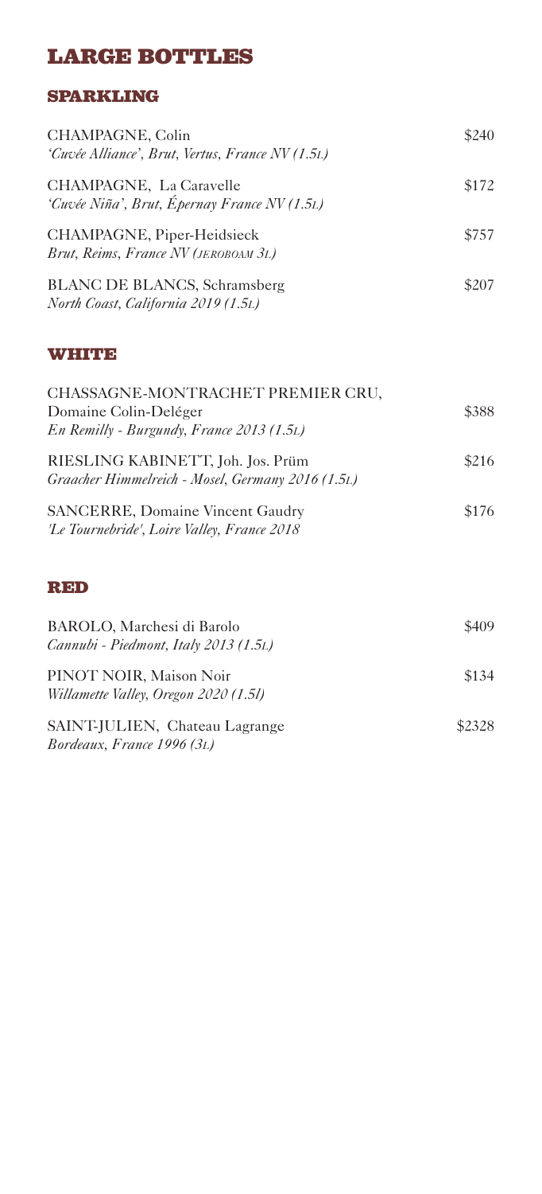# LARGE BOTTLES

## SPARKLING

CHAMPAGNE, Colin — $240
*'Cuvée Alliance', Brut, Vertus, France NV (1.5L)*

CHAMPAGNE, La Caravelle — $172
*'Cuvée Niña', Brut, Épernay France NV (1.5L)*

CHAMPAGNE, Piper-Heidsieck — $757
*Brut, Reims, France NV (JEROBOAM 3L)*

BLANC DE BLANCS, Schramsberg — $207
*North Coast, California 2019 (1.5L)*

## WHITE

CHASSAGNE-MONTRACHET PREMIER CRU, Domaine Colin-Deléger — $388
*En Remilly - Burgundy, France 2013 (1.5L)*

RIESLING KABINETT, Joh. Jos. Prüm — $216
*Graacher Himmelreich - Mosel, Germany 2016 (1.5L)*

SANCERRE, Domaine Vincent Gaudry — $176
*'Le Tournebride', Loire Valley, France 2018*

## RED

BAROLO, Marchesi di Barolo — $409
*Cannubi - Piedmont, Italy 2013 (1.5L)*

PINOT NOIR, Maison Noir — $134
*Willamette Valley, Oregon 2020 (1.5l)*

SAINT-JULIEN, Chateau Lagrange — $2328
*Bordeaux, France 1996 (3L)*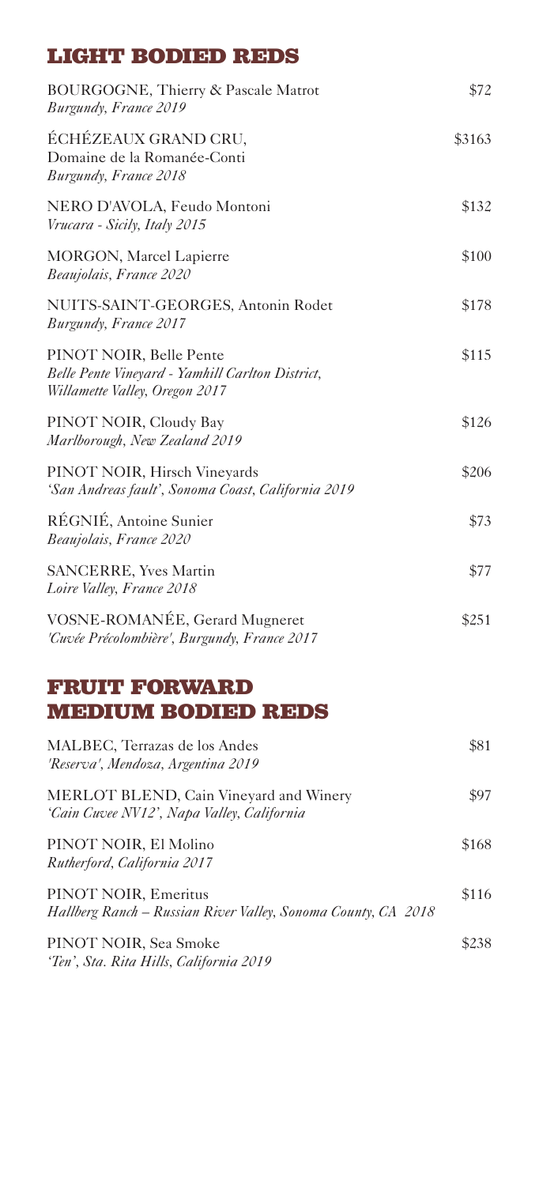## LIGHT BODIED REDS

BOURGOGNE, Thierry & Pascale Matrot — $72
*Burgundy, France 2019*

ÉCHÉZEAUX GRAND CRU, Domaine de la Romanée-Conti — $3163
*Burgundy, France 2018*

NERO D'AVOLA, Feudo Montoni — $132
*Vrucara - Sicily, Italy 2015*

MORGON, Marcel Lapierre — $100
*Beaujolais, France 2020*

NUITS-SAINT-GEORGES, Antonin Rodet — $178
*Burgundy, France 2017*

PINOT NOIR, Belle Pente — $115
*Belle Pente Vineyard - Yamhill Carlton District, Willamette Valley, Oregon 2017*

PINOT NOIR, Cloudy Bay — $126
*Marlborough, New Zealand 2019*

PINOT NOIR, Hirsch Vineyards — $206
*'San Andreas fault', Sonoma Coast, California 2019*

RÉGNIÉ, Antoine Sunier — $73
*Beaujolais, France 2020*

SANCERRE, Yves Martin — $77
*Loire Valley, France 2018*

VOSNE-ROMANÉE, Gerard Mugneret — $251
*'Cuvée Précolombière', Burgundy, France 2017*

## FRUIT FORWARD MEDIUM BODIED REDS

MALBEC, Terrazas de los Andes — $81
*'Reserva', Mendoza, Argentina 2019*

MERLOT BLEND, Cain Vineyard and Winery — $97
*'Cain Cuvee NV12', Napa Valley, California*

PINOT NOIR, El Molino — $168
*Rutherford, California 2017*

PINOT NOIR, Emeritus — $116
*Hallberg Ranch – Russian River Valley, Sonoma County, CA 2018*

PINOT NOIR, Sea Smoke — $238
*'Ten', Sta. Rita Hills, California 2019*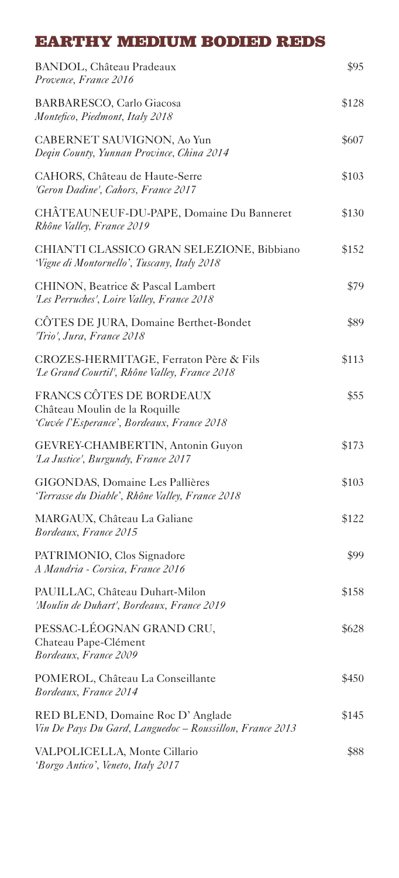# EARTHY MEDIUM BODIED REDS

BANDOL, Château Pradeaux — $95
*Provence, France 2016*

BARBARESCO, Carlo Giacosa — $128
*Montefico, Piedmont, Italy 2018*

CABERNET SAUVIGNON, Ao Yun — $607
*Deqin County, Yunnan Province, China 2014*

CAHORS, Château de Haute-Serre — $103
*'Geron Dadine', Cahors, France 2017*

CHÂTEAUNEUF-DU-PAPE, Domaine Du Banneret — $130
*Rhône Valley, France 2019*

CHIANTI CLASSICO GRAN SELEZIONE, Bibbiano — $152
*'Vigne di Montornello', Tuscany, Italy 2018*

CHINON, Beatrice & Pascal Lambert — $79
*'Les Perruches', Loire Valley, France 2018*

CÔTES DE JURA, Domaine Berthet-Bondet — $89
*'Trio', Jura, France 2018*

CROZES-HERMITAGE, Ferraton Père & Fils — $113
*'Le Grand Courtil', Rhône Valley, France 2018*

FRANCS CÔTES DE BORDEAUX — $55
Château Moulin de la Roquille
*'Cuvée l'Esperance', Bordeaux, France 2018*

GEVREY-CHAMBERTIN, Antonin Guyon — $173
*'La Justice', Burgundy, France 2017*

GIGONDAS, Domaine Les Pallières — $103
*'Terrasse du Diable', Rhône Valley, France 2018*

MARGAUX, Château La Galiane — $122
*Bordeaux, France 2015*

PATRIMONIO, Clos Signadore — $99
*A Mandria - Corsica, France 2016*

PAUILLAC, Château Duhart-Milon — $158
*'Moulin de Duhart', Bordeaux, France 2019*

PESSAC-LÉOGNAN GRAND CRU, — $628
Chateau Pape-Clément
*Bordeaux, France 2009*

POMEROL, Château La Conseillante — $450
*Bordeaux, France 2014*

RED BLEND, Domaine Roc D' Anglade — $145
*Vin De Pays Du Gard, Languedoc – Roussillon, France 2013*

VALPOLICELLA, Monte Cillario — $88
*'Borgo Antico', Veneto, Italy 2017*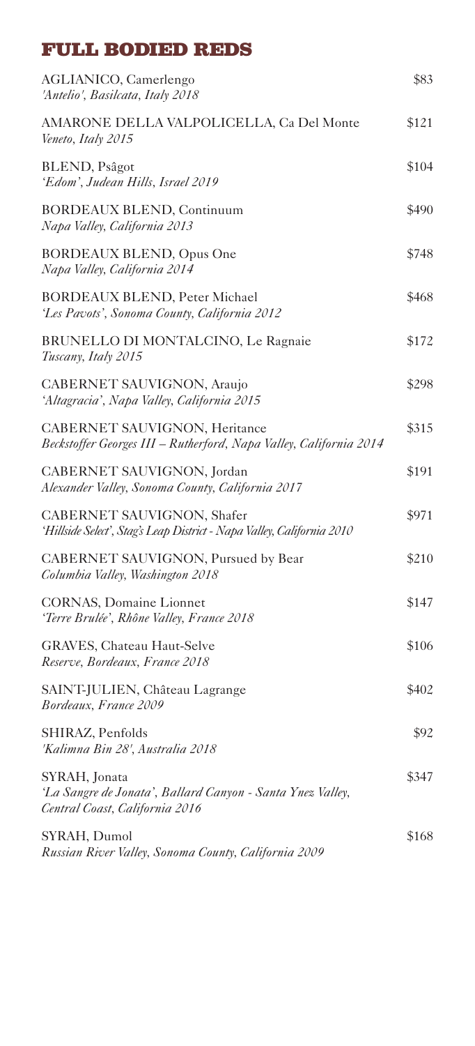## FULL BODIED REDS

| | |
|---|---|
| AGLIANICO, Camerlengo<br>*'Antelio', Basilcata, Italy 2018* | $83 |
| AMARONE DELLA VALPOLICELLA, Ca Del Monte<br>*Veneto, Italy 2015* | $121 |
| BLEND, Psâgot<br>*'Edom', Judean Hills, Israel 2019* | $104 |
| BORDEAUX BLEND, Continuum<br>*Napa Valley, California 2013* | $490 |
| BORDEAUX BLEND, Opus One<br>*Napa Valley, California 2014* | $748 |
| BORDEAUX BLEND, Peter Michael<br>*'Les Pavots', Sonoma County, California 2012* | $468 |
| BRUNELLO DI MONTALCINO, Le Ragnaie<br>*Tuscany, Italy 2015* | $172 |
| CABERNET SAUVIGNON, Araujo<br>*'Altagracia', Napa Valley, California 2015* | $298 |
| CABERNET SAUVIGNON, Heritance<br>*Beckstoffer Georges III – Rutherford, Napa Valley, California 2014* | $315 |
| CABERNET SAUVIGNON, Jordan<br>*Alexander Valley, Sonoma County, California 2017* | $191 |
| CABERNET SAUVIGNON, Shafer<br>*'Hillside Select', Stag's Leap District - Napa Valley, California 2010* | $971 |
| CABERNET SAUVIGNON, Pursued by Bear<br>*Columbia Valley, Washington 2018* | $210 |
| CORNAS, Domaine Lionnet<br>*'Terre Brulée', Rhône Valley, France 2018* | $147 |
| GRAVES, Chateau Haut-Selve<br>*Reserve, Bordeaux, France 2018* | $106 |
| SAINT-JULIEN, Château Lagrange<br>*Bordeaux, France 2009* | $402 |
| SHIRAZ, Penfolds<br>*'Kalimna Bin 28', Australia 2018* | $92 |
| SYRAH, Jonata<br>*'La Sangre de Jonata', Ballard Canyon - Santa Ynez Valley, Central Coast, California 2016* | $347 |
| SYRAH, Dumol<br>*Russian River Valley, Sonoma County, California 2009* | $168 |